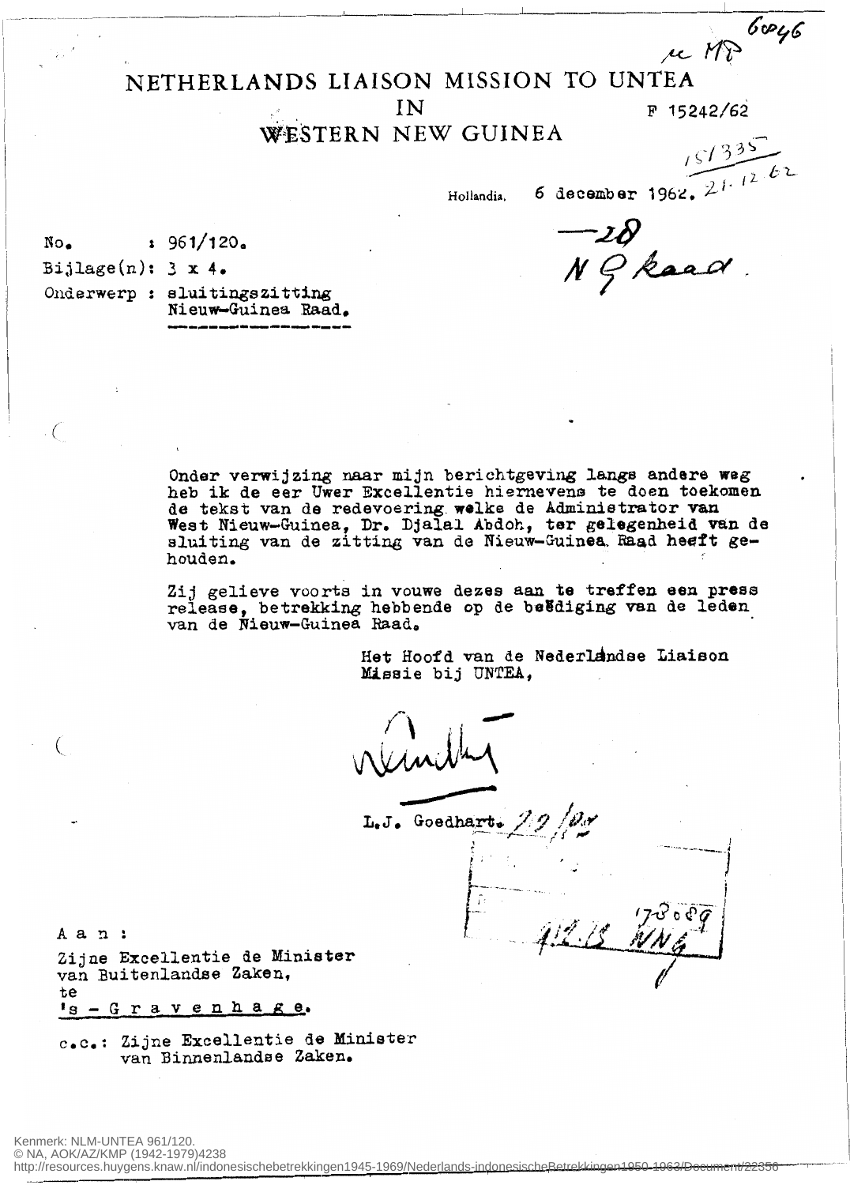6046

*u MP*

# NETHERLANDS LIAISON MISSION TO UNTEA
## IN
## WESTERN NEW GUINEA

F 15242/62

*157335*
*21.12.62*

Hollandia, 6 december 1962.

*—28*
*N G Raad.*

No. : 961/120.
Bijlage(n): 3 x 4.
Onderwerp : sluitingszitting Nieuw-Guinea Raad.

Onder verwijzing naar mijn berichtgeving langs andere weg heb ik de eer Uwer Excellentie hiernevens te doen toekomen de tekst van de redevoering welke de Administrator van West Nieuw-Guinea, Dr. Djalal Abdoh, ter gelegenheid van de sluiting van de zitting van de Nieuw-Guinea Raad heeft gehouden.

Zij gelieve voorts in vouwe dezes aan te treffen een press release, betrekking hebbende op de beëdiging van de leden van de Nieuw-Guinea Raad.

Het Hoofd van de Nederlandse Liaison Missie bij UNTEA,

L.J. Goedhart. *22/12*

*173089*
*12.12 NNG*

Aan :
Zijne Excellentie de Minister van Buitenlandse Zaken,
te
's - G r a v e n h a g e.

c.c.: Zijne Excellentie de Minister van Binnenlandse Zaken.

Kenmerk: NLM-UNTEA 961/120.
© NA, AOK/AZ/KMP (1942-1979)4238
http://resources.huygens.knaw.nl/indonesischebetrekkingen1945-1969/Nederlands-indonesischeBetrekkingen1950-1963/Document/22356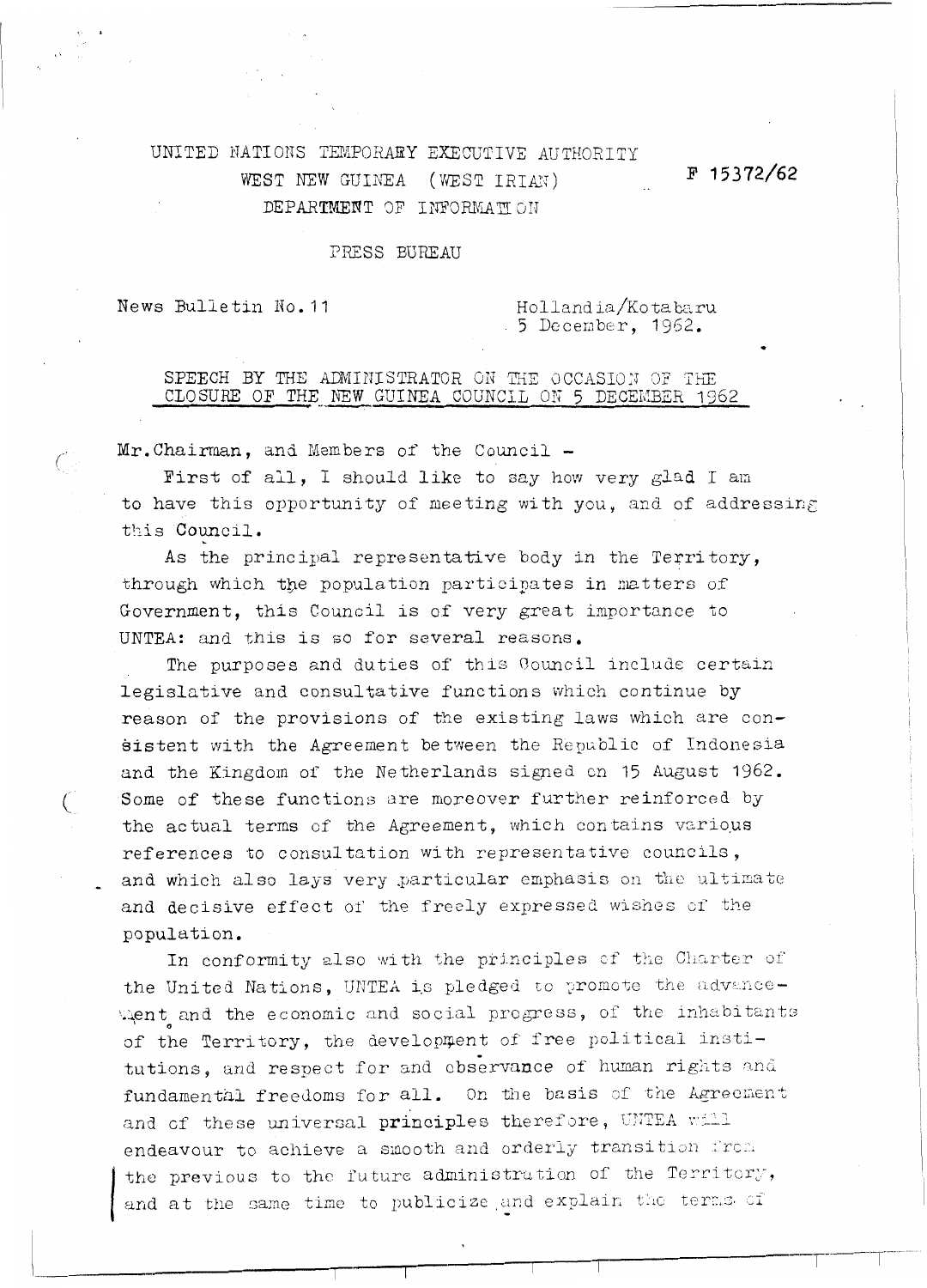UNITED NATIONS TEMPORARY EXECUTIVE AUTHORITY
WEST NEW GUINEA (WEST IRIAN)
DEPARTMENT OF INFORMATION

F 15372/62

PRESS BUREAU

News Bulletin No. 11

Hollandia/Kotabaru
5 December, 1962.

## SPEECH BY THE ADMINISTRATOR ON THE OCCASION OF THE CLOSURE OF THE NEW GUINEA COUNCIL ON 5 DECEMBER 1962

Mr. Chairman, and Members of the Council -

First of all, I should like to say how very glad I am to have this opportunity of meeting with you, and of addressing this Council.

As the principal representative body in the Territory, through which the population participates in matters of Government, this Council is of very great importance to UNTEA: and this is so for several reasons.

The purposes and duties of this Council include certain legislative and consultative functions which continue by reason of the provisions of the existing laws which are consistent with the Agreement between the Republic of Indonesia and the Kingdom of the Netherlands signed on 15 August 1962. Some of these functions are moreover further reinforced by the actual terms of the Agreement, which contains various references to consultation with representative councils, and which also lays very particular emphasis on the ultimate and decisive effect of the freely expressed wishes of the population.

In conformity also with the principles of the Charter of the United Nations, UNTEA is pledged to promote the advancement and the economic and social progress, of the inhabitants of the Territory, the development of free political institutions, and respect for and observance of human rights and fundamental freedoms for all. On the basis of the Agreement and of these universal principles therefore, UNTEA will endeavour to achieve a smooth and orderly transition from the previous to the future administration of the Territory, and at the same time to publicize and explain the terms of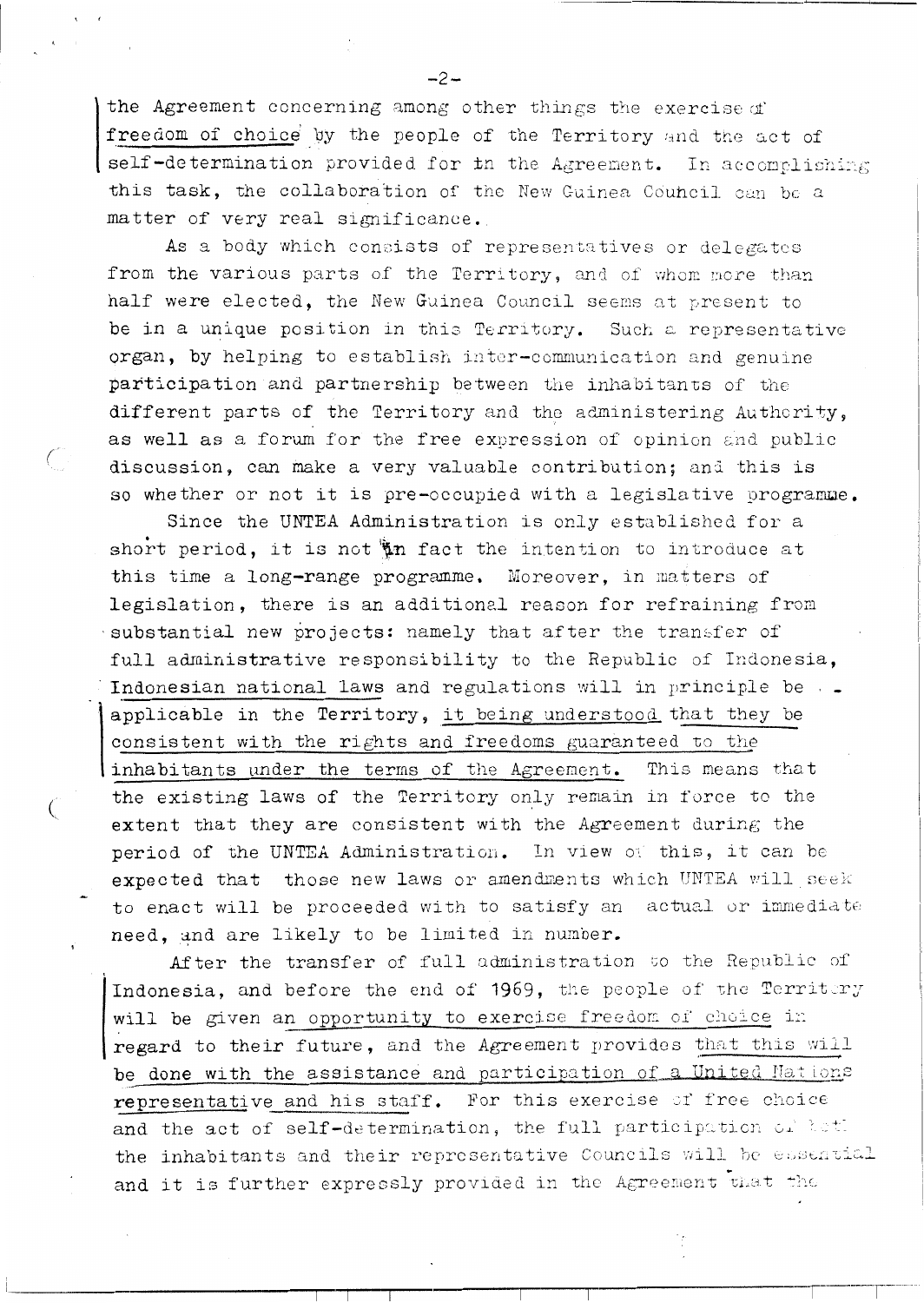the Agreement concerning among other things the exercise of freedom of choice by the people of the Territory and the act of self-determination provided for in the Agreement. In accomplishing this task, the collaboration of the New Guinea Council can be a matter of very real significance.

As a body which consists of representatives or delegates from the various parts of the Territory, and of whom more than half were elected, the New Guinea Council seems at present to be in a unique position in this Territory. Such a representative organ, by helping to establish inter-communication and genuine participation and partnership between the inhabitants of the different parts of the Territory and the administering Authority, as well as a forum for the free expression of opinion and public discussion, can make a very valuable contribution; and this is so whether or not it is pre-occupied with a legislative programme.

Since the UNTEA Administration is only established for a short period, it is not in fact the intention to introduce at this time a long-range programme. Moreover, in matters of legislation, there is an additional reason for refraining from substantial new projects: namely that after the transfer of full administrative responsibility to the Republic of Indonesia, Indonesian national laws and regulations will in principle be applicable in the Territory, it being understood that they be consistent with the rights and freedoms guaranteed to the inhabitants under the terms of the Agreement. This means that the existing laws of the Territory only remain in force to the extent that they are consistent with the Agreement during the period of the UNTEA Administration. In view of this, it can be expected that those new laws or amendments which UNTEA will seek to enact will be proceeded with to satisfy an actual or immediate need, and are likely to be limited in number.

After the transfer of full administration to the Republic of Indonesia, and before the end of 1969, the people of the Territory will be given an opportunity to exercise freedom of choice in regard to their future, and the Agreement provides that this will be done with the assistance and participation of a United Nations representative and his staff. For this exercise of free choice and the act of self-determination, the full participation of both the inhabitants and their representative Councils will be essential and it is further expressly provided in the Agreement that the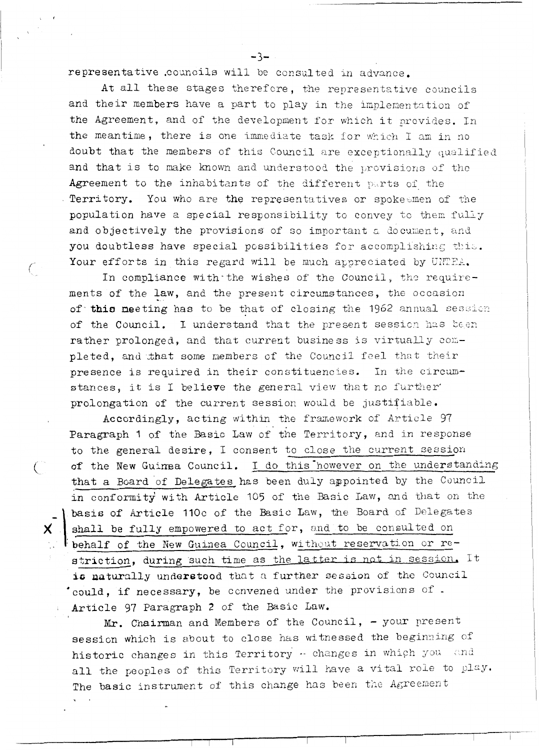representative councils will be consulted in advance.

At all these stages therefore, the representative councils and their members have a part to play in the implementation of the Agreement, and of the development for which it provides. In the meantime, there is one immediate task for which I am in no doubt that the members of this Council are exceptionally qualified and that is to make known and understood the provisions of the Agreement to the inhabitants of the different parts of the Territory. You who are the representatives or spokesmen of the population have a special responsibility to convey to them fully and objectively the provisions of so important a document, and you doubtless have special possibilities for accomplishing this. Your efforts in this regard will be much appreciated by UNTEA.

In compliance with the wishes of the Council, the requirements of the law, and the present circumstances, the occasion of this meeting has to be that of closing the 1962 annual session of the Council. I understand that the present session has been rather prolonged, and that current business is virtually completed, and that some members of the Council feel that their presence is required in their constituencies. In the circumstances, it is I believe the general view that no further prolongation of the current session would be justifiable.

Accordingly, acting within the framework of Article 97 Paragraph 1 of the Basic Law of the Territory, and in response to the general desire, I consent to close the current session of the New Guinea Council. I do this however on the understanding that a Board of Delegates has been duly appointed by the Council in conformity with Article 105 of the Basic Law, and that on the basis of Article 110c of the Basic Law, the Board of Delegates shall be fully empowered to act for, and to be consulted on behalf of the New Guinea Council, without reservation or restriction, during such time as the latter is not in session. It is naturally understood that a further session of the Council could, if necessary, be convened under the provisions of Article 97 Paragraph 2 of the Basic Law.

Mr. Chairman and Members of the Council, - your present session which is about to close has witnessed the beginning of historic changes in this Territory - changes in which you and all the peoples of this Territory will have a vital role to play. The basic instrument of this change has been the Agreement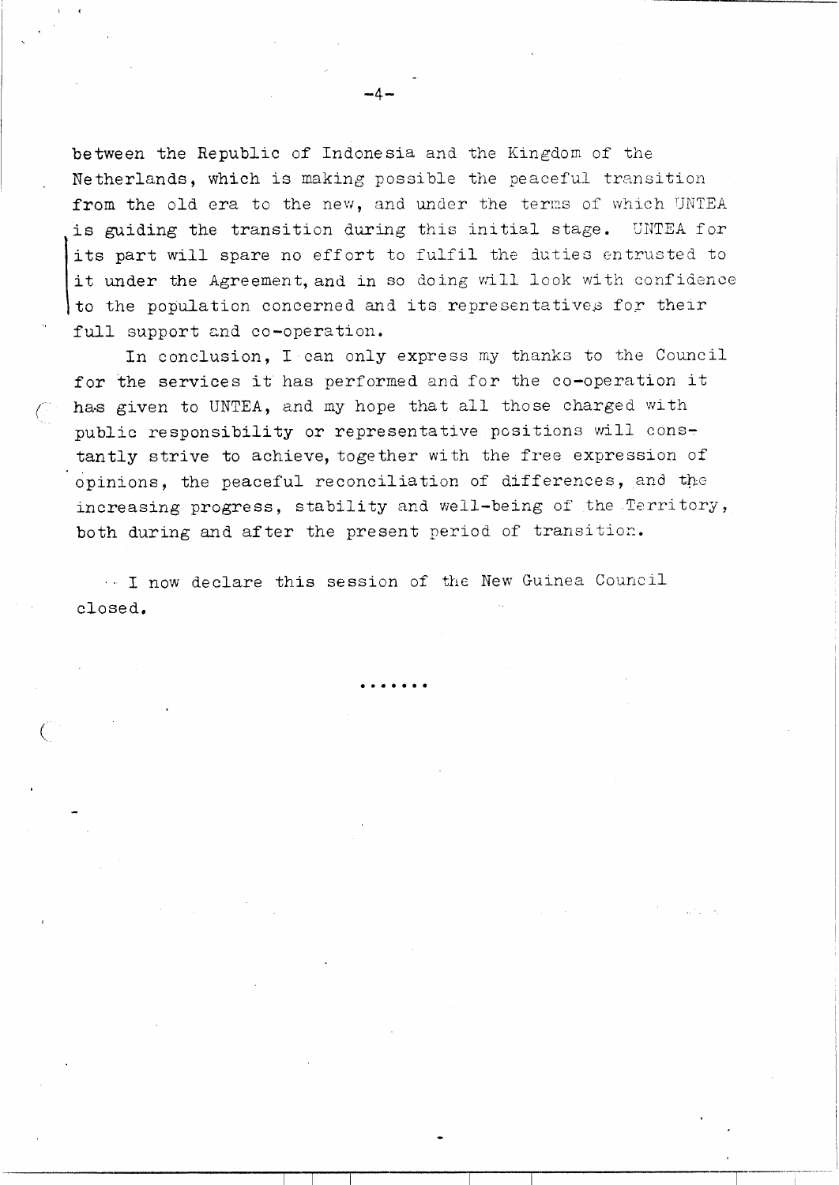between the Republic of Indonesia and the Kingdom of the Netherlands, which is making possible the peaceful transition from the old era to the new, and under the terms of which UNTEA is guiding the transition during this initial stage. UNTEA for its part will spare no effort to fulfil the duties entrusted to it under the Agreement, and in so doing will look with confidence to the population concerned and its representatives for their full support and co-operation.

In conclusion, I can only express my thanks to the Council for the services it has performed and for the co-operation it has given to UNTEA, and my hope that all those charged with public responsibility or representative positions will constantly strive to achieve, together with the free expression of opinions, the peaceful reconciliation of differences, and the increasing progress, stability and well-being of the Territory, both during and after the present period of transition.

I now declare this session of the New Guinea Council closed.

.......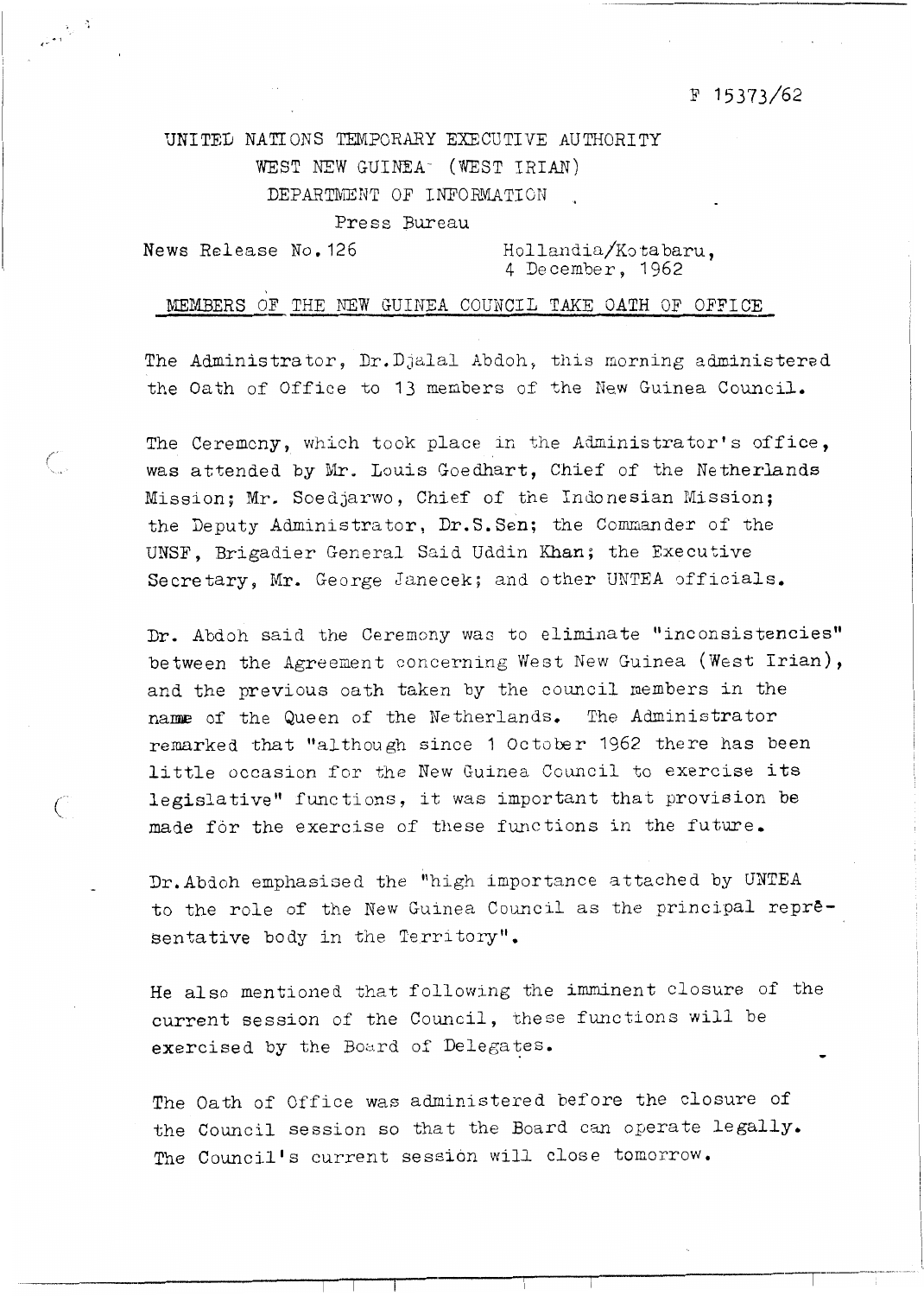F 15373/62

UNITED NATIONS TEMPORARY EXECUTIVE AUTHORITY
WEST NEW GUINEA (WEST IRIAN)
DEPARTMENT OF INFORMATION
Press Bureau

News Release No. 126

Hollandia/Kotabaru,
4 December, 1962

## MEMBERS OF THE NEW GUINEA COUNCIL TAKE OATH OF OFFICE

The Administrator, Dr. Djalal Abdoh, this morning administered the Oath of Office to 13 members of the New Guinea Council.

The Ceremony, which took place in the Administrator's office, was attended by Mr. Louis Goedhart, Chief of the Netherlands Mission; Mr. Soedjarwo, Chief of the Indonesian Mission; the Deputy Administrator, Dr. S. Sen; the Commander of the UNSF, Brigadier General Said Uddin Khan; the Executive Secretary, Mr. George Janecek; and other UNTEA officials.

Dr. Abdoh said the Ceremony was to eliminate "inconsistencies" between the Agreement concerning West New Guinea (West Irian), and the previous oath taken by the council members in the name of the Queen of the Netherlands. The Administrator remarked that "although since 1 October 1962 there has been little occasion for the New Guinea Council to exercise its legislative" functions, it was important that provision be made for the exercise of these functions in the future.

Dr. Abdoh emphasised the "high importance attached by UNTEA to the role of the New Guinea Council as the principal representative body in the Territory".

He also mentioned that following the imminent closure of the current session of the Council, these functions will be exercised by the Board of Delegates.

The Oath of Office was administered before the closure of the Council session so that the Board can operate legally. The Council's current session will close tomorrow.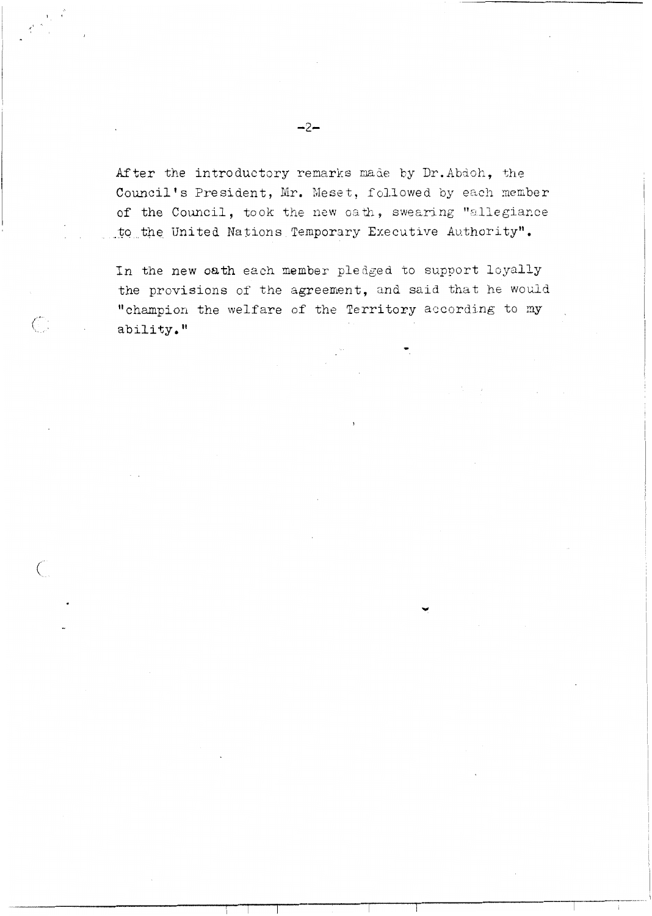After the introductory remarks made by Dr.Abdoh, the Council's President, Mr. Meset, followed by each member of the Council, took the new oath, swearing "allegiance to the United Nations Temporary Executive Authority".

In the new oath each member pledged to support loyally the provisions of the agreement, and said that he would "champion the welfare of the Territory according to my ability."